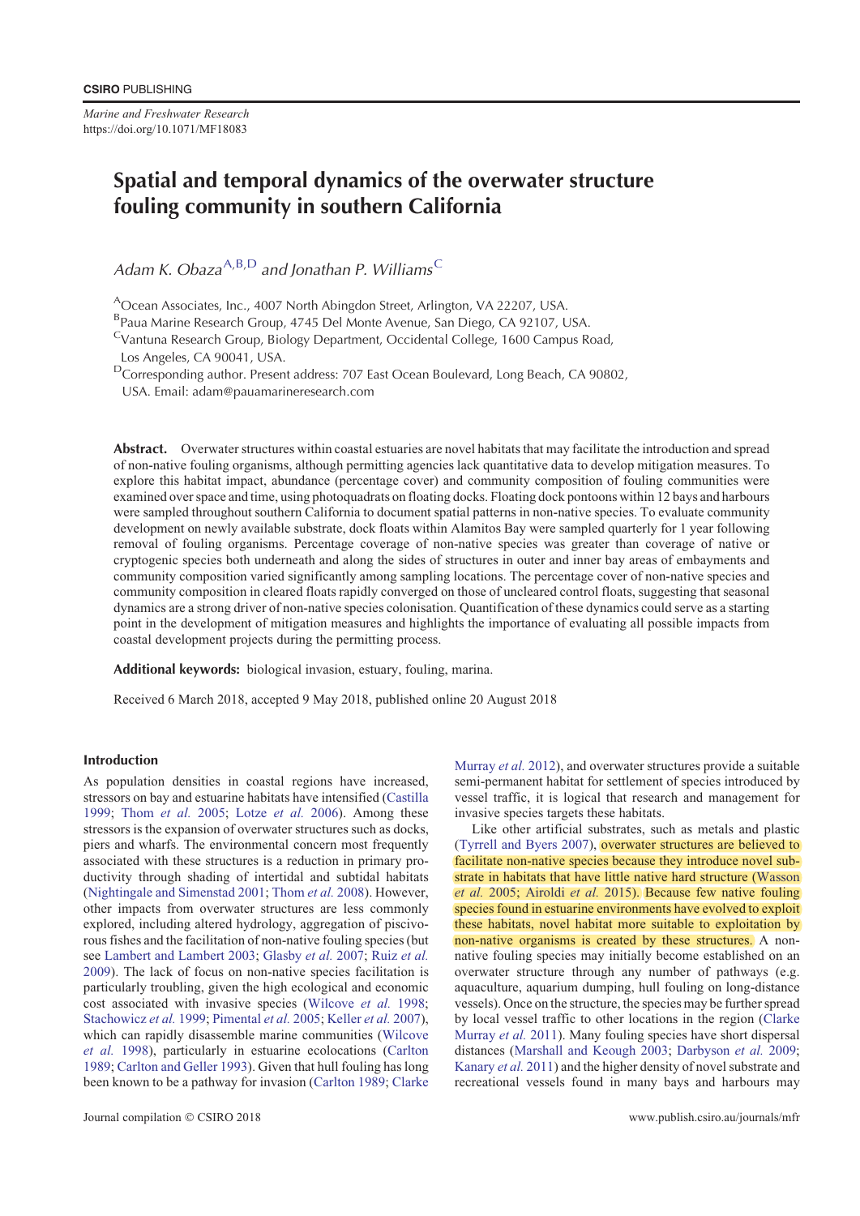# Spatial and temporal dynamics of the overwater structure fouling community in southern California

*Adam K. Obaza*[A,B,D] *and Jonathan P. Williams*[C]

[A]Ocean Associates, Inc., 4007 North Abingdon Street, Arlington, VA 22207, USA.

[B]Paua Marine Research Group, 4745 Del Monte Avenue, San Diego, CA 92107, USA.

[C]Vantuna Research Group, Biology Department, Occidental College, 1600 Campus Road, Los Angeles, CA 90041, USA.

[D]Corresponding author. Present address: 707 East Ocean Boulevard, Long Beach, CA 90802, USA. Email: adam@pauamarineresearch.com

**Abstract.** Overwater structures within coastal estuaries are novel habitats that may facilitate the introduction and spread of non-native fouling organisms, although permitting agencies lack quantitative data to develop mitigation measures. To explore this habitat impact, abundance (percentage cover) and community composition of fouling communities were examined over space and time, using photoquadrats on floating docks. Floating dock pontoons within 12 bays and harbours were sampled throughout southern California to document spatial patterns in non-native species. To evaluate community development on newly available substrate, dock floats within Alamitos Bay were sampled quarterly for 1 year following removal of fouling organisms. Percentage coverage of non-native species was greater than coverage of native or cryptogenic species both underneath and along the sides of structures in outer and inner bay areas of embayments and community composition varied significantly among sampling locations. The percentage cover of non-native species and community composition in cleared floats rapidly converged on those of uncleared control floats, suggesting that seasonal dynamics are a strong driver of non-native species colonisation. Quantification of these dynamics could serve as a starting point in the development of mitigation measures and highlights the importance of evaluating all possible impacts from coastal development projects during the permitting process.

**Additional keywords:** biological invasion, estuary, fouling, marina.

Received 6 March 2018, accepted 9 May 2018, published online 20 August 2018

## Introduction

As population densities in coastal regions have increased, stressors on bay and estuarine habitats have intensified (Castilla 1999; Thom *et al.* 2005; Lotze *et al.* 2006). Among these stressors is the expansion of overwater structures such as docks, piers and wharfs. The environmental concern most frequently associated with these structures is a reduction in primary productivity through shading of intertidal and subtidal habitats (Nightingale and Simenstad 2001; Thom *et al.* 2008). However, other impacts from overwater structures are less commonly explored, including altered hydrology, aggregation of piscivorous fishes and the facilitation of non-native fouling species (but see Lambert and Lambert 2003; Glasby *et al.* 2007; Ruiz *et al.* 2009). The lack of focus on non-native species facilitation is particularly troubling, given the high ecological and economic cost associated with invasive species (Wilcove *et al.* 1998; Stachowicz *et al.* 1999; Pimental *et al.* 2005; Keller *et al.* 2007), which can rapidly disassemble marine communities (Wilcove *et al.* 1998), particularly in estuarine ecolocations (Carlton 1989; Carlton and Geller 1993). Given that hull fouling has long been known to be a pathway for invasion (Carlton 1989; Clarke Murray *et al.* 2012), and overwater structures provide a suitable semi-permanent habitat for settlement of species introduced by vessel traffic, it is logical that research and management for invasive species targets these habitats.

Like other artificial substrates, such as metals and plastic (Tyrrell and Byers 2007), overwater structures are believed to facilitate non-native species because they introduce novel substrate in habitats that have little native hard structure (Wasson *et al.* 2005; Airoldi *et al.* 2015). Because few native fouling species found in estuarine environments have evolved to exploit these habitats, novel habitat more suitable to exploitation by non-native organisms is created by these structures. A non-native fouling species may initially become established on an overwater structure through any number of pathways (e.g. aquaculture, aquarium dumping, hull fouling on long-distance vessels). Once on the structure, the species may be further spread by local vessel traffic to other locations in the region (Clarke Murray *et al.* 2011). Many fouling species have short dispersal distances (Marshall and Keough 2003; Darbyson *et al.* 2009; Kanary *et al.* 2011) and the higher density of novel substrate and recreational vessels found in many bays and harbours may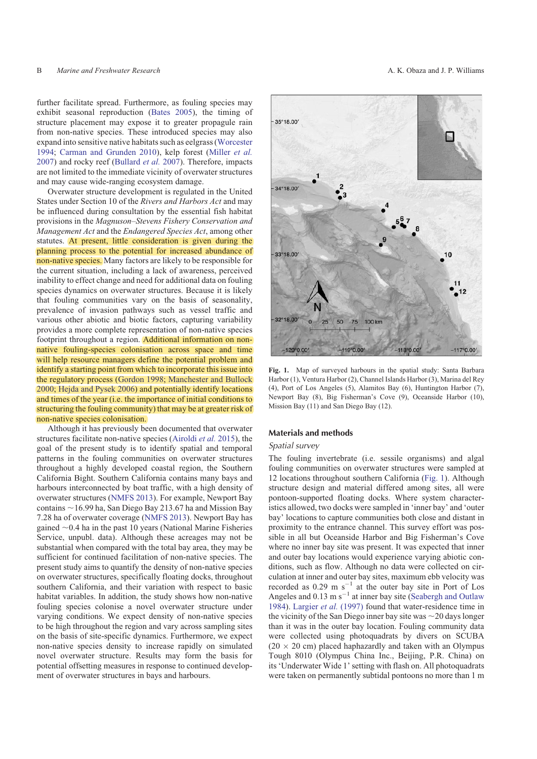further facilitate spread. Furthermore, as fouling species may exhibit seasonal reproduction (Bates 2005), the timing of structure placement may expose it to greater propagule rain from non-native species. These introduced species may also expand into sensitive native habitats such as eelgrass (Worcester 1994; Carman and Grunden 2010), kelp forest (Miller *et al.* 2007) and rocky reef (Bullard *et al.* 2007). Therefore, impacts are not limited to the immediate vicinity of overwater structures and may cause wide-ranging ecosystem damage.

Overwater structure development is regulated in the United States under Section 10 of the *Rivers and Harbors Act* and may be influenced during consultation by the essential fish habitat provisions in the *Magnuson–Stevens Fishery Conservation and Management Act* and the *Endangered Species Act*, among other statutes. At present, little consideration is given during the planning process to the potential for increased abundance of non-native species. Many factors are likely to be responsible for the current situation, including a lack of awareness, perceived inability to effect change and need for additional data on fouling species dynamics on overwater structures. Because it is likely that fouling communities vary on the basis of seasonality, prevalence of invasion pathways such as vessel traffic and various other abiotic and biotic factors, capturing variability provides a more complete representation of non-native species footprint throughout a region. Additional information on non-native fouling-species colonisation across space and time will help resource managers define the potential problem and identify a starting point from which to incorporate this issue into the regulatory process (Gordon 1998; Manchester and Bullock 2000; Hejda and Pysek 2006) and potentially identify locations and times of the year (i.e. the importance of initial conditions to structuring the fouling community) that may be at greater risk of non-native species colonisation.

Although it has previously been documented that overwater structures facilitate non-native species (Airoldi *et al.* 2015), the goal of the present study is to identify spatial and temporal patterns in the fouling communities on overwater structures throughout a highly developed coastal region, the Southern California Bight. Southern California contains many bays and harbours interconnected by boat traffic, with a high density of overwater structures (NMFS 2013). For example, Newport Bay contains ~16.99 ha, San Diego Bay 213.67 ha and Mission Bay 7.28 ha of overwater coverage (NMFS 2013). Newport Bay has gained ~0.4 ha in the past 10 years (National Marine Fisheries Service, unpubl. data). Although these acreages may not be substantial when compared with the total bay area, they may be sufficient for continued facilitation of non-native species. The present study aims to quantify the density of non-native species on overwater structures, specifically floating docks, throughout southern California, and their variation with respect to basic habitat variables. In addition, the study shows how non-native fouling species colonise a novel overwater structure under varying conditions. We expect density of non-native species to be high throughout the region and vary across sampling sites on the basis of site-specific dynamics. Furthermore, we expect non-native species density to increase rapidly on simulated novel overwater structure. Results may form the basis for potential offsetting measures in response to continued development of overwater structures in bays and harbours.

**Fig. 1.** Map of surveyed harbours in the spatial study: Santa Barbara Harbor (1), Ventura Harbor (2), Channel Islands Harbor (3), Marina del Rey (4), Port of Los Angeles (5), Alamitos Bay (6), Huntington Harbor (7), Newport Bay (8), Big Fisherman's Cove (9), Oceanside Harbor (10), Mission Bay (11) and San Diego Bay (12).

## Materials and methods

### Spatial survey

The fouling invertebrate (i.e. sessile organisms) and algal fouling communities on overwater structures were sampled at 12 locations throughout southern California (Fig. 1). Although structure design and material differed among sites, all were pontoon-supported floating docks. Where system characteristics allowed, two docks were sampled in 'inner bay' and 'outer bay' locations to capture communities both close and distant in proximity to the entrance channel. This survey effort was possible in all but Oceanside Harbor and Big Fisherman's Cove where no inner bay site was present. It was expected that inner and outer bay locations would experience varying abiotic conditions, such as flow. Although no data were collected on circulation at inner and outer bay sites, maximum ebb velocity was recorded as 0.29 m s$^{-1}$ at the outer bay site in Port of Los Angeles and 0.13 m s$^{-1}$ at inner bay site (Seabergh and Outlaw 1984). Largier *et al.* (1997) found that water-residence time in the vicinity of the San Diego inner bay site was ~20 days longer than it was in the outer bay location. Fouling community data were collected using photoquadrats by divers on SCUBA (20 × 20 cm) placed haphazardly and taken with an Olympus Tough 8010 (Olympus China Inc., Beijing, P.R. China) on its 'Underwater Wide 1' setting with flash on. All photoquadrats were taken on permanently subtidal pontoons no more than 1 m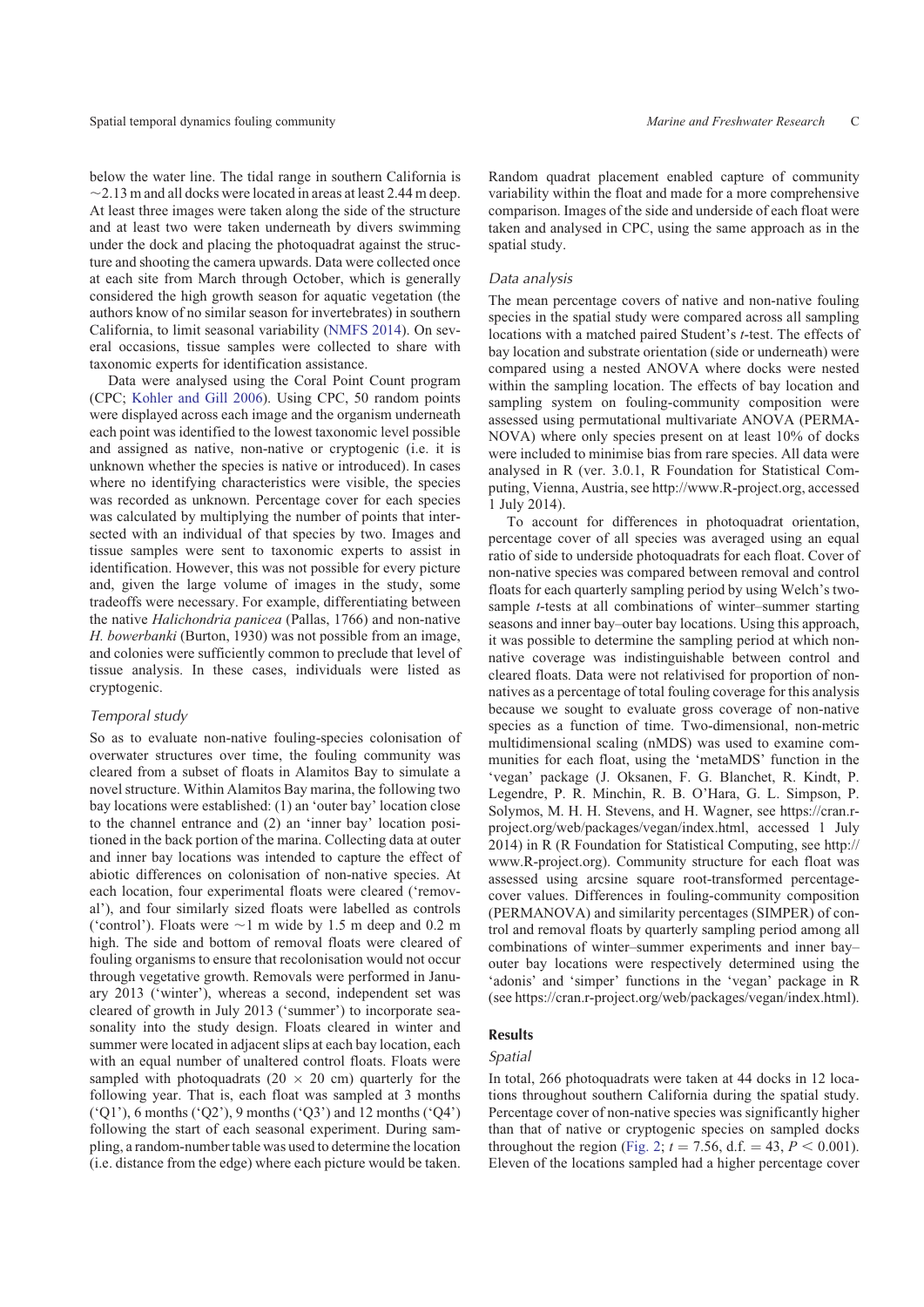below the water line. The tidal range in southern California is ~2.13 m and all docks were located in areas at least 2.44 m deep. At least three images were taken along the side of the structure and at least two were taken underneath by divers swimming under the dock and placing the photoquadrat against the structure and shooting the camera upwards. Data were collected once at each site from March through October, which is generally considered the high growth season for aquatic vegetation (the authors know of no similar season for invertebrates) in southern California, to limit seasonal variability (NMFS 2014). On several occasions, tissue samples were collected to share with taxonomic experts for identification assistance.

Data were analysed using the Coral Point Count program (CPC; Kohler and Gill 2006). Using CPC, 50 random points were displayed across each image and the organism underneath each point was identified to the lowest taxonomic level possible and assigned as native, non-native or cryptogenic (i.e. it is unknown whether the species is native or introduced). In cases where no identifying characteristics were visible, the species was recorded as unknown. Percentage cover for each species was calculated by multiplying the number of points that intersected with an individual of that species by two. Images and tissue samples were sent to taxonomic experts to assist in identification. However, this was not possible for every picture and, given the large volume of images in the study, some tradeoffs were necessary. For example, differentiating between the native *Halichondria panicea* (Pallas, 1766) and non-native *H. bowerbanki* (Burton, 1930) was not possible from an image, and colonies were sufficiently common to preclude that level of tissue analysis. In these cases, individuals were listed as cryptogenic.

### Temporal study

So as to evaluate non-native fouling-species colonisation of overwater structures over time, the fouling community was cleared from a subset of floats in Alamitos Bay to simulate a novel structure. Within Alamitos Bay marina, the following two bay locations were established: (1) an 'outer bay' location close to the channel entrance and (2) an 'inner bay' location positioned in the back portion of the marina. Collecting data at outer and inner bay locations was intended to capture the effect of abiotic differences on colonisation of non-native species. At each location, four experimental floats were cleared ('removal'), and four similarly sized floats were labelled as controls ('control'). Floats were ~1 m wide by 1.5 m deep and 0.2 m high. The side and bottom of removal floats were cleared of fouling organisms to ensure that recolonisation would not occur through vegetative growth. Removals were performed in January 2013 ('winter'), whereas a second, independent set was cleared of growth in July 2013 ('summer') to incorporate seasonality into the study design. Floats cleared in winter and summer were located in adjacent slips at each bay location, each with an equal number of unaltered control floats. Floats were sampled with photoquadrats (20 × 20 cm) quarterly for the following year. That is, each float was sampled at 3 months ('Q1'), 6 months ('Q2'), 9 months ('Q3') and 12 months ('Q4') following the start of each seasonal experiment. During sampling, a random-number table was used to determine the location (i.e. distance from the edge) where each picture would be taken. Random quadrat placement enabled capture of community variability within the float and made for a more comprehensive comparison. Images of the side and underside of each float were taken and analysed in CPC, using the same approach as in the spatial study.

### Data analysis

The mean percentage covers of native and non-native fouling species in the spatial study were compared across all sampling locations with a matched paired Student's *t*-test. The effects of bay location and substrate orientation (side or underneath) were compared using a nested ANOVA where docks were nested within the sampling location. The effects of bay location and sampling system on fouling-community composition were assessed using permutational multivariate ANOVA (PERMANOVA) where only species present on at least 10% of docks were included to minimise bias from rare species. All data were analysed in R (ver. 3.0.1, R Foundation for Statistical Computing, Vienna, Austria, see http://www.R-project.org, accessed 1 July 2014).

To account for differences in photoquadrat orientation, percentage cover of all species was averaged using an equal ratio of side to underside photoquadrats for each float. Cover of non-native species was compared between removal and control floats for each quarterly sampling period by using Welch's two-sample *t*-tests at all combinations of winter–summer starting seasons and inner bay–outer bay locations. Using this approach, it was possible to determine the sampling period at which non-native coverage was indistinguishable between control and cleared floats. Data were not relativised for proportion of non-natives as a percentage of total fouling coverage for this analysis because we sought to evaluate gross coverage of non-native species as a function of time. Two-dimensional, non-metric multidimensional scaling (nMDS) was used to examine communities for each float, using the 'metaMDS' function in the 'vegan' package (J. Oksanen, F. G. Blanchet, R. Kindt, P. Legendre, P. R. Minchin, R. B. O'Hara, G. L. Simpson, P. Solymos, M. H. H. Stevens, and H. Wagner, see https://cran.r-project.org/web/packages/vegan/index.html, accessed 1 July 2014) in R (R Foundation for Statistical Computing, see http://www.R-project.org). Community structure for each float was assessed using arcsine square root-transformed percentage-cover values. Differences in fouling-community composition (PERMANOVA) and similarity percentages (SIMPER) of control and removal floats by quarterly sampling period among all combinations of winter–summer experiments and inner bay–outer bay locations were respectively determined using the 'adonis' and 'simper' functions in the 'vegan' package in R (see https://cran.r-project.org/web/packages/vegan/index.html).

## Results

### Spatial

In total, 266 photoquadrats were taken at 44 docks in 12 locations throughout southern California during the spatial study. Percentage cover of non-native species was significantly higher than that of native or cryptogenic species on sampled docks throughout the region (Fig. 2; $t = 7.56$, d.f. $= 43$, $P < 0.001$). Eleven of the locations sampled had a higher percentage cover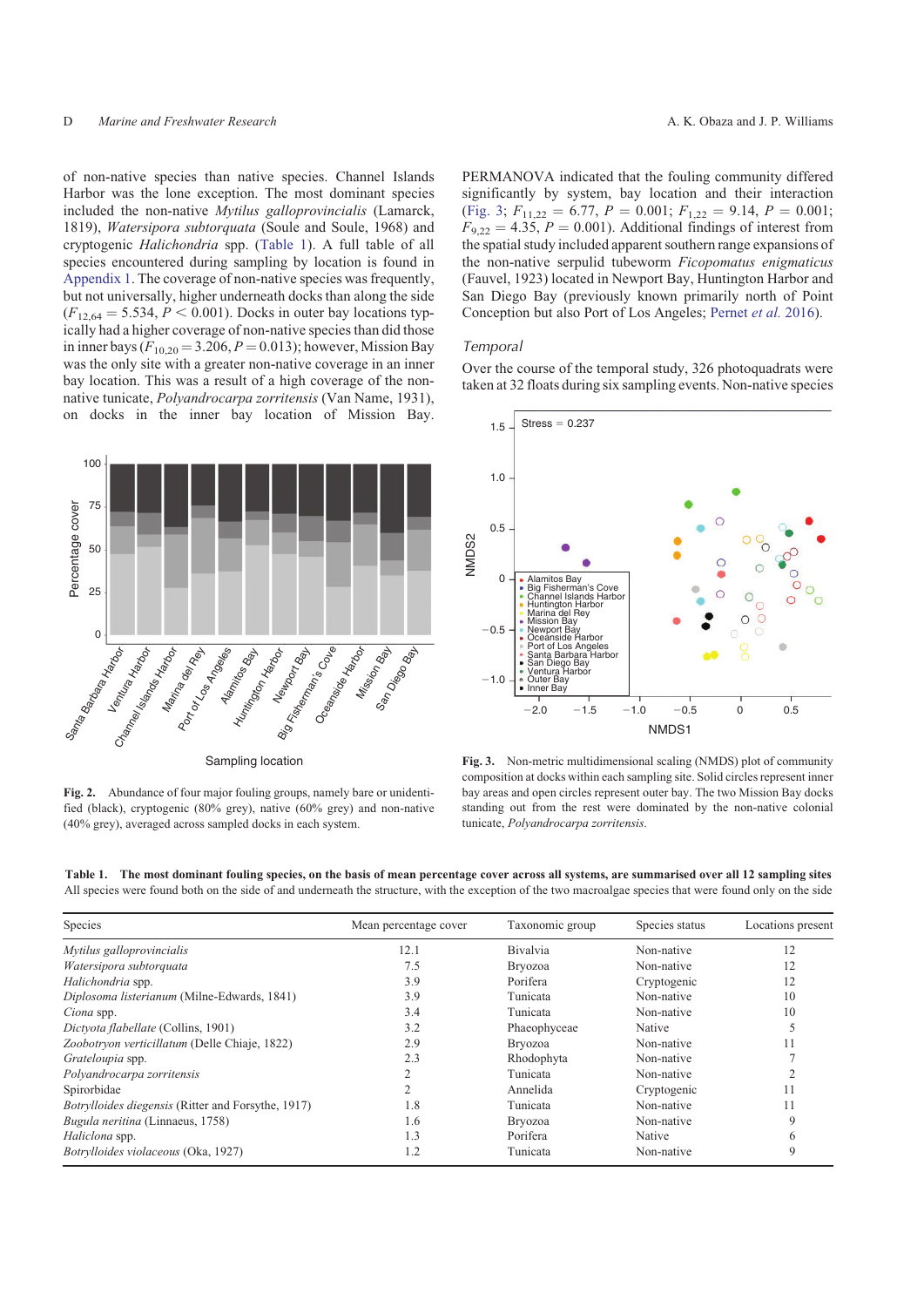of non-native species than native species. Channel Islands Harbor was the lone exception. The most dominant species included the non-native *Mytilus galloprovincialis* (Lamarck, 1819), *Watersipora subtorquata* (Soule and Soule, 1968) and cryptogenic *Halichondria* spp. (Table 1). A full table of all species encountered during sampling by location is found in Appendix 1. The coverage of non-native species was frequently, but not universally, higher underneath docks than along the side ($F_{12,64} = 5.534$, $P < 0.001$). Docks in outer bay locations typically had a higher coverage of non-native species than did those in inner bays ($F_{10,20} = 3.206$, $P = 0.013$); however, Mission Bay was the only site with a greater non-native coverage in an inner bay location. This was a result of a high coverage of the non-native tunicate, *Polyandrocarpa zorritensis* (Van Name, 1931), on docks in the inner bay location of Mission Bay.

Fig. 2. Abundance of four major fouling groups, namely bare or unidentified (black), cryptogenic (80% grey), native (60% grey) and non-native (40% grey), averaged across sampled docks in each system.

PERMANOVA indicated that the fouling community differed significantly by system, bay location and their interaction (Fig. 3; $F_{11,22} = 6.77$, $P = 0.001$; $F_{1,22} = 9.14$, $P = 0.001$; $F_{9,22} = 4.35$, $P = 0.001$). Additional findings of interest from the spatial study included apparent southern range expansions of the non-native serpulid tubeworm *Ficopomatus enigmaticus* (Fauvel, 1923) located in Newport Bay, Huntington Harbor and San Diego Bay (previously known primarily north of Point Conception but also Port of Los Angeles; Pernet *et al.* 2016).

### Temporal

Over the course of the temporal study, 326 photoquadrats were taken at 32 floats during six sampling events. Non-native species

Fig. 3. Non-metric multidimensional scaling (NMDS) plot of community composition at docks within each sampling site. Solid circles represent inner bay areas and open circles represent outer bay. The two Mission Bay docks standing out from the rest were dominated by the non-native colonial tunicate, *Polyandrocarpa zorritensis*.

**Table 1. The most dominant fouling species, on the basis of mean percentage cover across all systems, are summarised over all 12 sampling sites**
All species were found both on the side of and underneath the structure, with the exception of the two macroalgae species that were found only on the side

| Species | Mean percentage cover | Taxonomic group | Species status | Locations present |
|---|---|---|---|---|
| *Mytilus galloprovincialis* | 12.1 | Bivalvia | Non-native | 12 |
| *Watersipora subtorquata* | 7.5 | Bryozoa | Non-native | 12 |
| *Halichondria* spp. | 3.9 | Porifera | Cryptogenic | 12 |
| *Diplosoma listerianum* (Milne-Edwards, 1841) | 3.9 | Tunicata | Non-native | 10 |
| *Ciona* spp. | 3.4 | Tunicata | Non-native | 10 |
| *Dictyota flabellate* (Collins, 1901) | 3.2 | Phaeophyceae | Native | 5 |
| *Zoobotryon verticillatum* (Delle Chiaje, 1822) | 2.9 | Bryozoa | Non-native | 11 |
| *Grateloupia* spp. | 2.3 | Rhodophyta | Non-native | 7 |
| *Polyandrocarpa zorritensis* | 2 | Tunicata | Non-native | 2 |
| Spirorbidae | 2 | Annelida | Cryptogenic | 11 |
| *Botrylloides diegensis* (Ritter and Forsythe, 1917) | 1.8 | Tunicata | Non-native | 11 |
| *Bugula neritina* (Linnaeus, 1758) | 1.6 | Bryozoa | Non-native | 9 |
| *Haliclona* spp. | 1.3 | Porifera | Native | 6 |
| *Botrylloides violaceous* (Oka, 1927) | 1.2 | Tunicata | Non-native | 9 |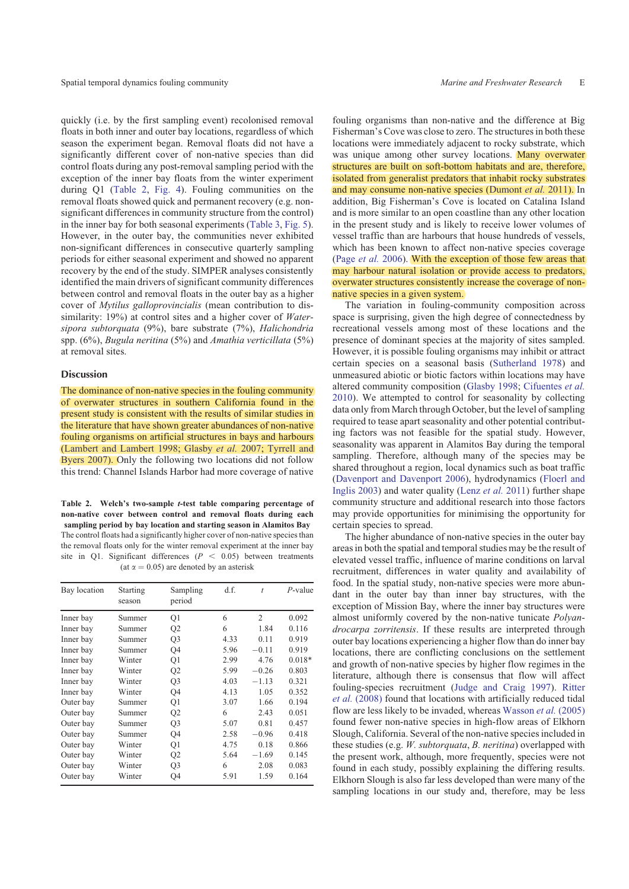quickly (i.e. by the first sampling event) recolonised removal floats in both inner and outer bay locations, regardless of which season the experiment began. Removal floats did not have a significantly different cover of non-native species than did the control floats during any post-removal sampling period with the exception of the inner bay floats from the winter experiment during Q1 (Table 2, Fig. 4). Fouling communities on the removal floats showed quick and permanent recovery (e.g. non-significant differences in community structure from the control) in the inner bay for both seasonal experiments (Table 3, Fig. 5). However, in the outer bay, the communities never exhibited non-significant differences in consecutive quarterly sampling periods for either seasonal experiment and showed no apparent recovery by the end of the study. SIMPER analyses consistently identified the main drivers of significant community differences between control and removal floats in the outer bay as a higher cover of *Mytilus galloprovincialis* (mean contribution to dissimilarity: 19%) at control sites and a higher cover of *Watersipora subtorquata* (9%), bare substrate (7%), *Halichondria* spp. (6%), *Bugula neritina* (5%) and *Amathia verticillata* (5%) at removal sites.

## Discussion

The dominance of non-native species in the fouling community of overwater structures in southern California found in the present study is consistent with the results of similar studies in the literature that have shown greater abundances of non-native fouling organisms on artificial structures in bays and harbours (Lambert and Lambert 1998; Glasby *et al.* 2007; Tyrrell and Byers 2007). Only the following two locations did not follow this trend: Channel Islands Harbor had more coverage of native fouling organisms than non-native and the difference at Big Fisherman's Cove was close to zero. The structures in both these locations were immediately adjacent to rocky substrate, which was unique among other survey locations. Many overwater structures are built on soft-bottom habitats and are, therefore, isolated from generalist predators that inhabit rocky substrates and may consume non-native species (Dumont *et al.* 2011). In addition, Big Fisherman's Cove is located on Catalina Island and is more similar to an open coastline than any other location in the present study and is likely to receive lower volumes of vessel traffic than are harbours that house hundreds of vessels, which has been known to affect non-native species coverage (Page *et al.* 2006). With the exception of those few areas that may harbour natural isolation or provide access to predators, overwater structures consistently increase the coverage of non-native species in a given system.

**Table 2. Welch's two-sample *t*-test table comparing percentage of non-native cover between control and removal floats during each sampling period by bay location and starting season in Alamitos Bay**

The control floats had a significantly higher cover of non-native species than the removal floats only for the winter removal experiment at the inner bay site in Q1. Significant differences ($P < 0.05$) between treatments (at $\alpha = 0.05$) are denoted by an asterisk

| Bay location | Starting season | Sampling period | d.f. | $t$ | $P$-value |
|---|---|---|---|---|---|
| Inner bay | Summer | Q1 | 6 | 2 | 0.092 |
| Inner bay | Summer | Q2 | 6 | 1.84 | 0.116 |
| Inner bay | Summer | Q3 | 4.33 | 0.11 | 0.919 |
| Inner bay | Summer | Q4 | 5.96 | −0.11 | 0.919 |
| Inner bay | Winter | Q1 | 2.99 | 4.76 | 0.018* |
| Inner bay | Winter | Q2 | 5.99 | −0.26 | 0.803 |
| Inner bay | Winter | Q3 | 4.03 | −1.13 | 0.321 |
| Inner bay | Winter | Q4 | 4.13 | 1.05 | 0.352 |
| Outer bay | Summer | Q1 | 3.07 | 1.66 | 0.194 |
| Outer bay | Summer | Q2 | 6 | 2.43 | 0.051 |
| Outer bay | Summer | Q3 | 5.07 | 0.81 | 0.457 |
| Outer bay | Summer | Q4 | 2.58 | −0.96 | 0.418 |
| Outer bay | Winter | Q1 | 4.75 | 0.18 | 0.866 |
| Outer bay | Winter | Q2 | 5.64 | −1.69 | 0.145 |
| Outer bay | Winter | Q3 | 6 | 2.08 | 0.083 |
| Outer bay | Winter | Q4 | 5.91 | 1.59 | 0.164 |

The variation in fouling-community composition across space is surprising, given the high degree of connectedness by recreational vessels among most of these locations and the presence of dominant species at the majority of sites sampled. However, it is possible fouling organisms may inhibit or attract certain species on a seasonal basis (Sutherland 1978) and unmeasured abiotic or biotic factors within locations may have altered community composition (Glasby 1998; Cifuentes *et al.* 2010). We attempted to control for seasonality by collecting data only from March through October, but the level of sampling required to tease apart seasonality and other potential contributing factors was not feasible for the spatial study. However, seasonality was apparent in Alamitos Bay during the temporal sampling. Therefore, although many of the species may be shared throughout a region, local dynamics such as boat traffic (Davenport and Davenport 2006), hydrodynamics (Floerl and Inglis 2003) and water quality (Lenz *et al.* 2011) further shape community structure and additional research into those factors may provide opportunities for minimising the opportunity for certain species to spread.

The higher abundance of non-native species in the outer bay areas in both the spatial and temporal studies may be the result of elevated vessel traffic, influence of marine conditions on larval recruitment, differences in water quality and availability of food. In the spatial study, non-native species were more abundant in the outer bay than inner bay structures, with the exception of Mission Bay, where the inner bay structures were almost uniformly covered by the non-native tunicate *Polyandrocarpa zorritensis*. If these results are interpreted through outer bay locations experiencing a higher flow than do inner bay locations, there are conflicting conclusions on the settlement and growth of non-native species by higher flow regimes in the literature, although there is consensus that flow will affect fouling-species recruitment (Judge and Craig 1997). Ritter *et al.* (2008) found that locations with artificially reduced tidal flow are less likely to be invaded, whereas Wasson *et al.* (2005) found fewer non-native species in high-flow areas of Elkhorn Slough, California. Several of the non-native species included in these studies (e.g. *W. subtorquata*, *B. neritina*) overlapped with the present work, although, more frequently, species were not found in each study, possibly explaining the differing results. Elkhorn Slough is also far less developed than were many of the sampling locations in our study and, therefore, may be less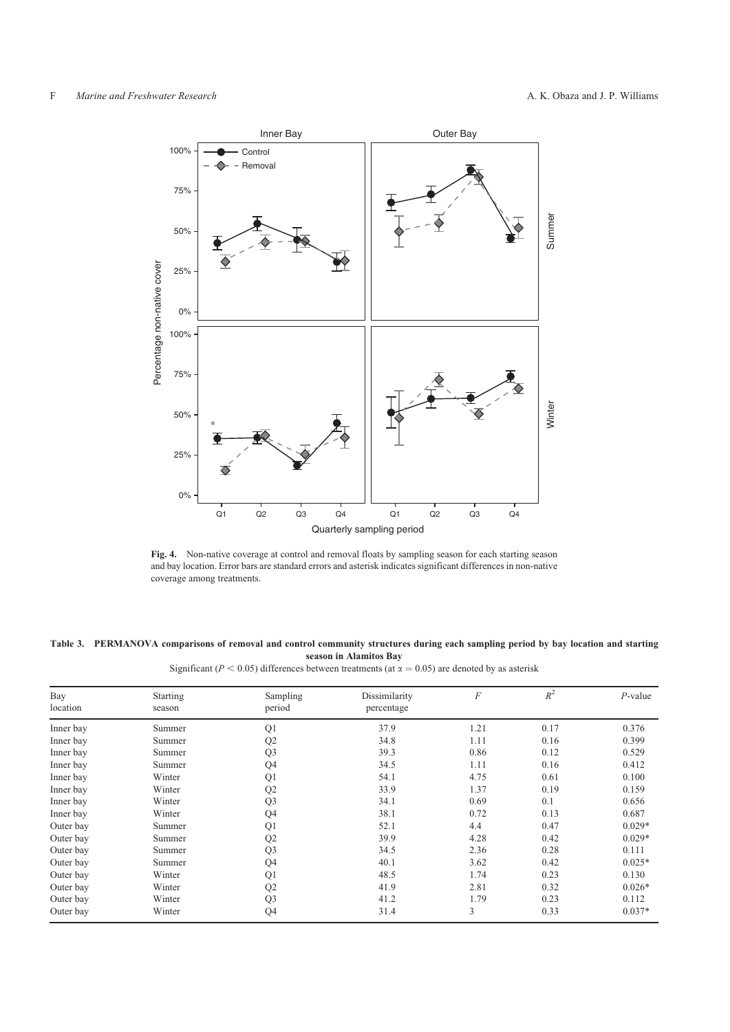**Fig. 4.** Non-native coverage at control and removal floats by sampling season for each starting season and bay location. Error bars are standard errors and asterisk indicates significant differences in non-native coverage among treatments.

**Table 3. PERMANOVA comparisons of removal and control community structures during each sampling period by bay location and starting season in Alamitos Bay**

Significant ($P < 0.05$) differences between treatments (at $\alpha = 0.05$) are denoted by as asterisk

| Bay location | Starting season | Sampling period | Dissimilarity percentage | $F$ | $R^2$ | $P$-value |
|---|---|---|---|---|---|---|
| Inner bay | Summer | Q1 | 37.9 | 1.21 | 0.17 | 0.376 |
| Inner bay | Summer | Q2 | 34.8 | 1.11 | 0.16 | 0.399 |
| Inner bay | Summer | Q3 | 39.3 | 0.86 | 0.12 | 0.529 |
| Inner bay | Summer | Q4 | 34.5 | 1.11 | 0.16 | 0.412 |
| Inner bay | Winter | Q1 | 54.1 | 4.75 | 0.61 | 0.100 |
| Inner bay | Winter | Q2 | 33.9 | 1.37 | 0.19 | 0.159 |
| Inner bay | Winter | Q3 | 34.1 | 0.69 | 0.1 | 0.656 |
| Inner bay | Winter | Q4 | 38.1 | 0.72 | 0.13 | 0.687 |
| Outer bay | Summer | Q1 | 52.1 | 4.4 | 0.47 | 0.029* |
| Outer bay | Summer | Q2 | 39.9 | 4.28 | 0.42 | 0.029* |
| Outer bay | Summer | Q3 | 34.5 | 2.36 | 0.28 | 0.111 |
| Outer bay | Summer | Q4 | 40.1 | 3.62 | 0.42 | 0.025* |
| Outer bay | Winter | Q1 | 48.5 | 1.74 | 0.23 | 0.130 |
| Outer bay | Winter | Q2 | 41.9 | 2.81 | 0.32 | 0.026* |
| Outer bay | Winter | Q3 | 41.2 | 1.79 | 0.23 | 0.112 |
| Outer bay | Winter | Q4 | 31.4 | 3 | 0.33 | 0.037* |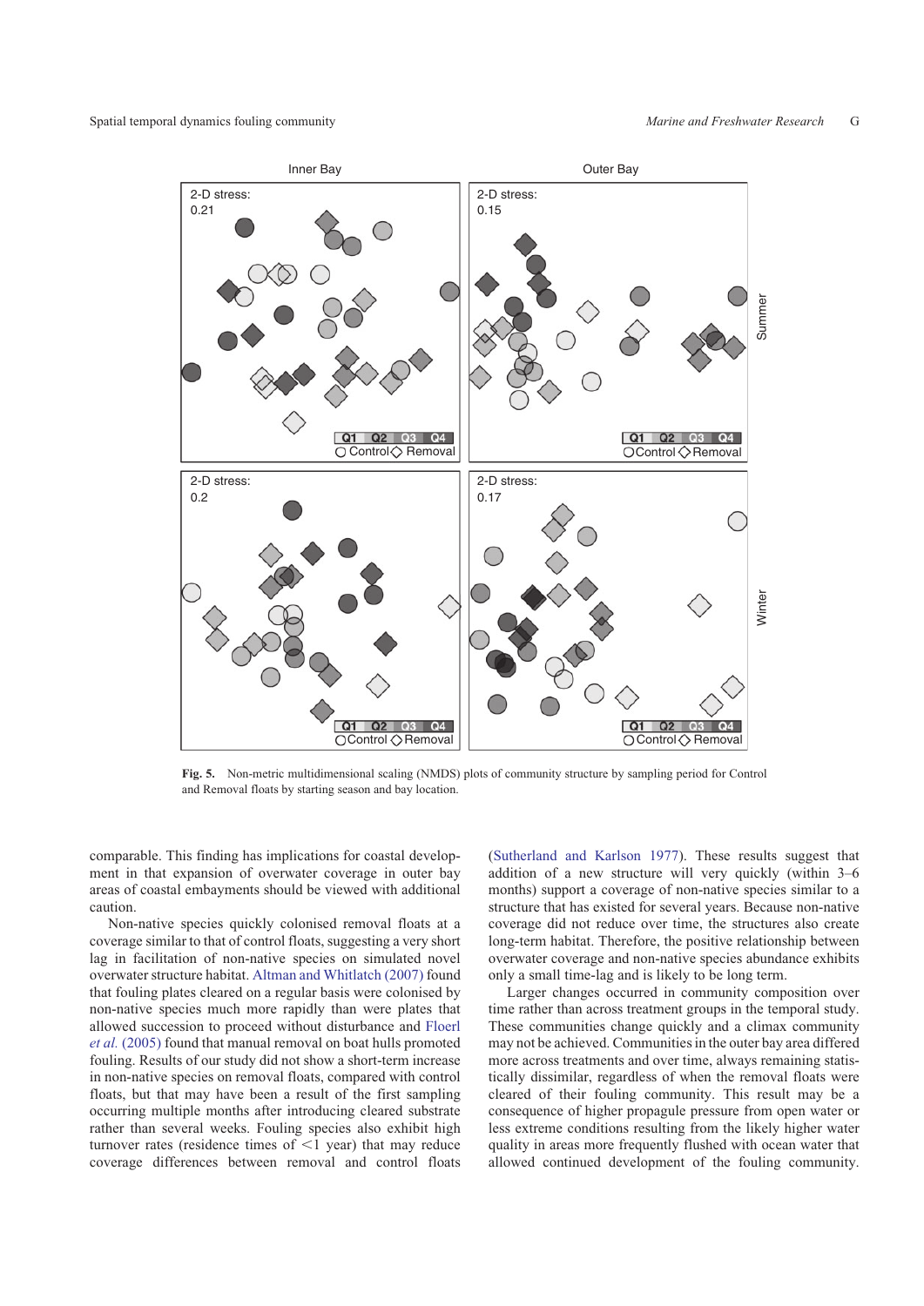Inner Bay

Outer Bay

2-D stress:
0.21

Q1 Q2 Q3 Q4
○ Control ◇ Removal

2-D stress:
0.15

Q1 Q2 Q3 Q4
○Control ◇Removal

Summer

2-D stress:
0.2

Q1 Q2 Q3 Q4
○Control ◇Removal

2-D stress:
0.17

Q1 Q2 Q3 Q4
○Control ◇ Removal

Winter

**Fig. 5.** Non-metric multidimensional scaling (NMDS) plots of community structure by sampling period for Control and Removal floats by starting season and bay location.

comparable. This finding has implications for coastal development in that expansion of overwater coverage in outer bay areas of coastal embayments should be viewed with additional caution.

Non-native species quickly colonised removal floats at a coverage similar to that of control floats, suggesting a very short lag in facilitation of non-native species on simulated novel overwater structure habitat. Altman and Whitlatch (2007) found that fouling plates cleared on a regular basis were colonised by non-native species much more rapidly than were plates that allowed succession to proceed without disturbance and Floerl *et al.* (2005) found that manual removal on boat hulls promoted fouling. Results of our study did not show a short-term increase in non-native species on removal floats, compared with control floats, but that may have been a result of the first sampling occurring multiple months after introducing cleared substrate rather than several weeks. Fouling species also exhibit high turnover rates (residence times of <1 year) that may reduce coverage differences between removal and control floats (Sutherland and Karlson 1977). These results suggest that addition of a new structure will very quickly (within 3–6 months) support a coverage of non-native species similar to a structure that has existed for several years. Because non-native coverage did not reduce over time, the structures also create long-term habitat. Therefore, the positive relationship between overwater coverage and non-native species abundance exhibits only a small time-lag and is likely to be long term.

Larger changes occurred in community composition over time rather than across treatment groups in the temporal study. These communities change quickly and a climax community may not be achieved. Communities in the outer bay area differed more across treatments and over time, always remaining statistically dissimilar, regardless of when the removal floats were cleared of their fouling community. This result may be a consequence of higher propagule pressure from open water or less extreme conditions resulting from the likely higher water quality in areas more frequently flushed with ocean water that allowed continued development of the fouling community.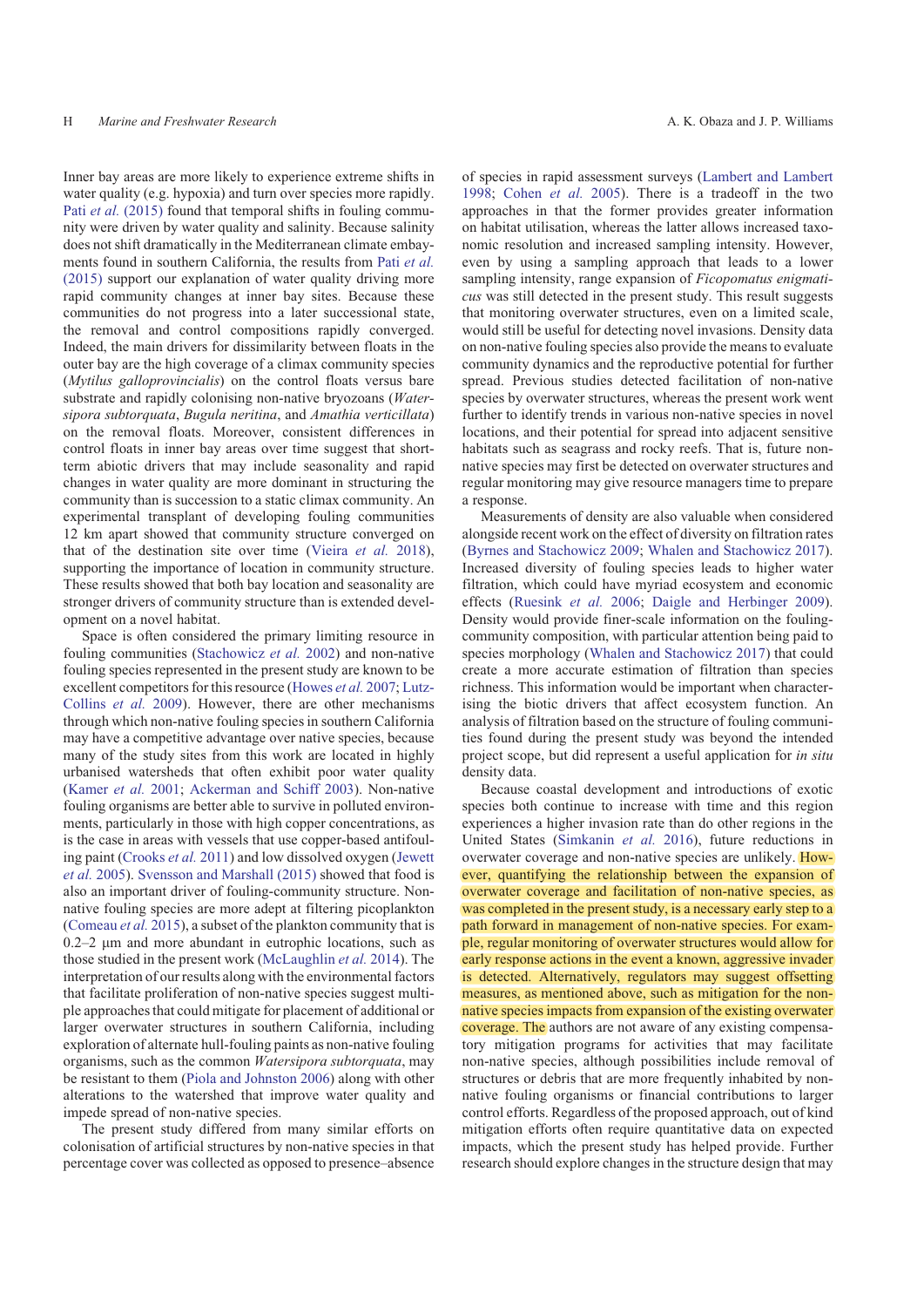Inner bay areas are more likely to experience extreme shifts in water quality (e.g. hypoxia) and turn over species more rapidly. Pati *et al.* (2015) found that temporal shifts in fouling community were driven by water quality and salinity. Because salinity does not shift dramatically in the Mediterranean climate embayments found in southern California, the results from Pati *et al.* (2015) support our explanation of water quality driving more rapid community changes at inner bay sites. Because these communities do not progress into a later successional state, the removal and control compositions rapidly converged. Indeed, the main drivers for dissimilarity between floats in the outer bay are the high coverage of a climax community species (*Mytilus galloprovincialis*) on the control floats versus bare substrate and rapidly colonising non-native bryozoans (*Watersipora subtorquata*, *Bugula neritina*, and *Amathia verticillata*) on the removal floats. Moreover, consistent differences in control floats in inner bay areas over time suggest that short-term abiotic drivers that may include seasonality and rapid changes in water quality are more dominant in structuring the community than is succession to a static climax community. An experimental transplant of developing fouling communities 12 km apart showed that community structure converged on that of the destination site over time (Vieira *et al.* 2018), supporting the importance of location in community structure. These results showed that both bay location and seasonality are stronger drivers of community structure than is extended development on a novel habitat.

Space is often considered the primary limiting resource in fouling communities (Stachowicz *et al.* 2002) and non-native fouling species represented in the present study are known to be excellent competitors for this resource (Howes *et al.* 2007; Lutz-Collins *et al.* 2009). However, there are other mechanisms through which non-native fouling species in southern California may have a competitive advantage over native species, because many of the study sites from this work are located in highly urbanised watersheds that often exhibit poor water quality (Kamer *et al.* 2001; Ackerman and Schiff 2003). Non-native fouling organisms are better able to survive in polluted environments, particularly in those with high copper concentrations, as is the case in areas with vessels that use copper-based antifouling paint (Crooks *et al.* 2011) and low dissolved oxygen (Jewett *et al.* 2005). Svensson and Marshall (2015) showed that food is also an important driver of fouling-community structure. Non-native fouling species are more adept at filtering picoplankton (Comeau *et al.* 2015), a subset of the plankton community that is 0.2–2 µm and more abundant in eutrophic locations, such as those studied in the present work (McLaughlin *et al.* 2014). The interpretation of our results along with the environmental factors that facilitate proliferation of non-native species suggest multiple approaches that could mitigate for placement of additional or larger overwater structures in southern California, including exploration of alternate hull-fouling paints as non-native fouling organisms, such as the common *Watersipora subtorquata*, may be resistant to them (Piola and Johnston 2006) along with other alterations to the watershed that improve water quality and impede spread of non-native species.

The present study differed from many similar efforts on colonisation of artificial structures by non-native species in that percentage cover was collected as opposed to presence–absence of species in rapid assessment surveys (Lambert and Lambert 1998; Cohen *et al.* 2005). There is a tradeoff in the two approaches in that the former provides greater information on habitat utilisation, whereas the latter allows increased taxonomic resolution and increased sampling intensity. However, even by using a sampling approach that leads to a lower sampling intensity, range expansion of *Ficopomatus enigmaticus* was still detected in the present study. This result suggests that monitoring overwater structures, even on a limited scale, would still be useful for detecting novel invasions. Density data on non-native fouling species also provide the means to evaluate community dynamics and the reproductive potential for further spread. Previous studies detected facilitation of non-native species by overwater structures, whereas the present work went further to identify trends in various non-native species in novel locations, and their potential for spread into adjacent sensitive habitats such as seagrass and rocky reefs. That is, future non-native species may first be detected on overwater structures and regular monitoring may give resource managers time to prepare a response.

Measurements of density are also valuable when considered alongside recent work on the effect of diversity on filtration rates (Byrnes and Stachowicz 2009; Whalen and Stachowicz 2017). Increased diversity of fouling species leads to higher water filtration, which could have myriad ecosystem and economic effects (Ruesink *et al.* 2006; Daigle and Herbinger 2009). Density would provide finer-scale information on the fouling-community composition, with particular attention being paid to species morphology (Whalen and Stachowicz 2017) that could create a more accurate estimation of filtration than species richness. This information would be important when characterising the biotic drivers that affect ecosystem function. An analysis of filtration based on the structure of fouling communities found during the present study was beyond the intended project scope, but did represent a useful application for *in situ* density data.

Because coastal development and introductions of exotic species both continue to increase with time and this region experiences a higher invasion rate than do other regions in the United States (Simkanin *et al.* 2016), future reductions in overwater coverage and non-native species are unlikely. However, quantifying the relationship between the expansion of overwater coverage and facilitation of non-native species, as was completed in the present study, is a necessary early step to a path forward in management of non-native species. For example, regular monitoring of overwater structures would allow for early response actions in the event a known, aggressive invader is detected. Alternatively, regulators may suggest offsetting measures, as mentioned above, such as mitigation for the non-native species impacts from expansion of the existing overwater coverage. The authors are not aware of any existing compensatory mitigation programs for activities that may facilitate non-native species, although possibilities include removal of structures or debris that are more frequently inhabited by non-native fouling organisms or financial contributions to larger control efforts. Regardless of the proposed approach, out of kind mitigation efforts often require quantitative data on expected impacts, which the present study has helped provide. Further research should explore changes in the structure design that may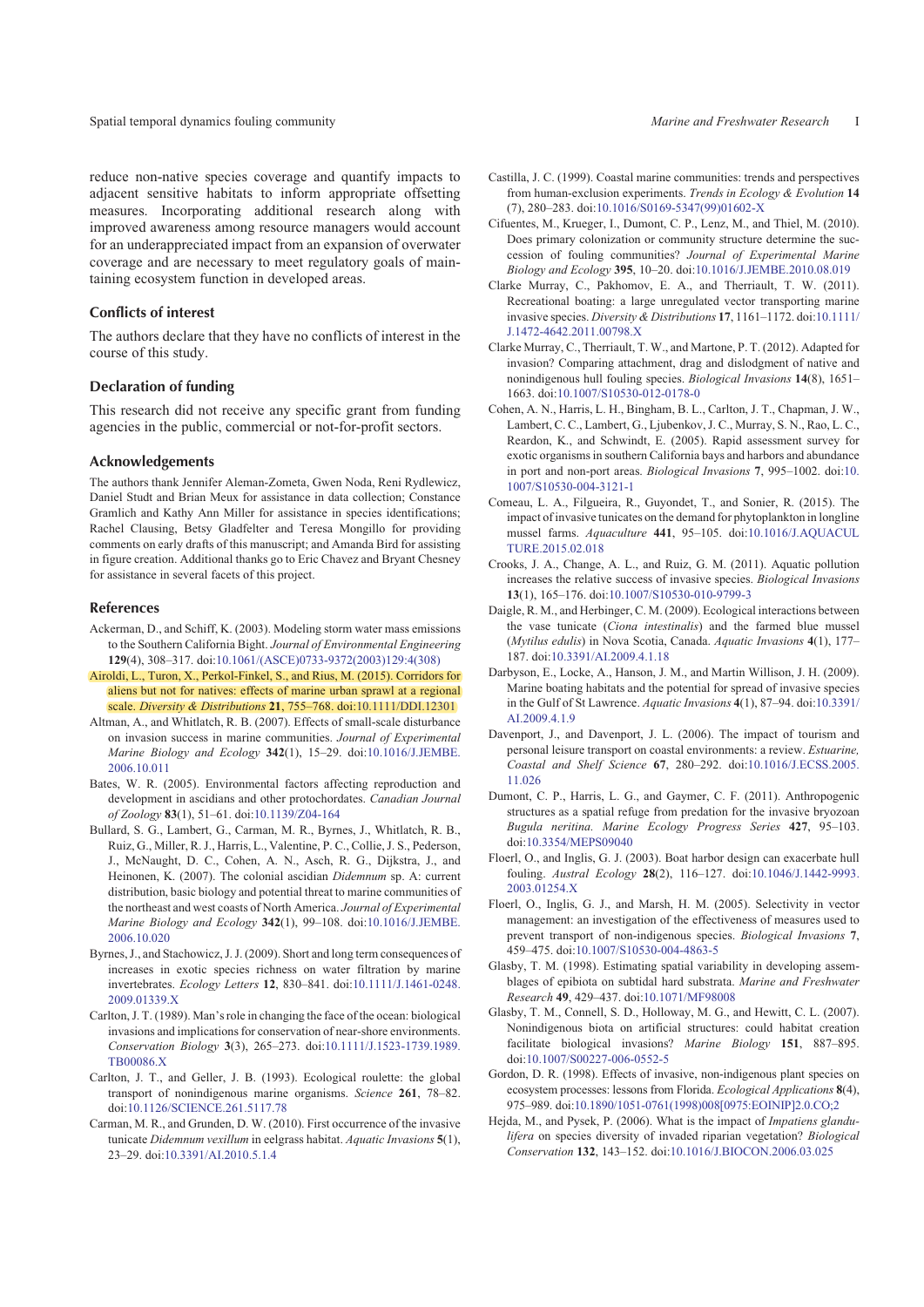reduce non-native species coverage and quantify impacts to adjacent sensitive habitats to inform appropriate offsetting measures. Incorporating additional research along with improved awareness among resource managers would account for an underappreciated impact from an expansion of overwater coverage and are necessary to meet regulatory goals of maintaining ecosystem function in developed areas.

### Conflicts of interest

The authors declare that they have no conflicts of interest in the course of this study.

### Declaration of funding

This research did not receive any specific grant from funding agencies in the public, commercial or not-for-profit sectors.

### Acknowledgements

The authors thank Jennifer Aleman-Zometa, Gwen Noda, Reni Rydlewicz, Daniel Studt and Brian Meux for assistance in data collection; Constance Gramlich and Kathy Ann Miller for assistance in species identifications; Rachel Clausing, Betsy Gladfelter and Teresa Mongillo for providing comments on early drafts of this manuscript; and Amanda Bird for assisting in figure creation. Additional thanks go to Eric Chavez and Bryant Chesney for assistance in several facets of this project.

### References

Ackerman, D., and Schiff, K. (2003). Modeling storm water mass emissions to the Southern California Bight. *Journal of Environmental Engineering* **129**(4), 308–317. doi:10.1061/(ASCE)0733-9372(2003)129:4(308)

Airoldi, L., Turon, X., Perkol-Finkel, S., and Rius, M. (2015). Corridors for aliens but not for natives: effects of marine urban sprawl at a regional scale. *Diversity & Distributions* **21**, 755–768. doi:10.1111/DDI.12301

Altman, A., and Whitlatch, R. B. (2007). Effects of small-scale disturbance on invasion success in marine communities. *Journal of Experimental Marine Biology and Ecology* **342**(1), 15–29. doi:10.1016/J.JEMBE.2006.10.011

Bates, W. R. (2005). Environmental factors affecting reproduction and development in ascidians and other protochordates. *Canadian Journal of Zoology* **83**(1), 51–61. doi:10.1139/Z04-164

Bullard, S. G., Lambert, G., Carman, M. R., Byrnes, J., Whitlatch, R. B., Ruiz, G., Miller, R. J., Harris, L., Valentine, P. C., Collie, J. S., Pederson, J., McNaught, D. C., Cohen, A. N., Asch, R. G., Dijkstra, J., and Heinonen, K. (2007). The colonial ascidian *Didemnum* sp. A: current distribution, basic biology and potential threat to marine communities of the northeast and west coasts of North America. *Journal of Experimental Marine Biology and Ecology* **342**(1), 99–108. doi:10.1016/J.JEMBE.2006.10.020

Byrnes, J., and Stachowicz, J. J. (2009). Short and long term consequences of increases in exotic species richness on water filtration by marine invertebrates. *Ecology Letters* **12**, 830–841. doi:10.1111/J.1461-0248.2009.01339.X

Carlton, J. T. (1989). Man's role in changing the face of the ocean: biological invasions and implications for conservation of near-shore environments. *Conservation Biology* **3**(3), 265–273. doi:10.1111/J.1523-1739.1989.TB00086.X

Carlton, J. T., and Geller, J. B. (1993). Ecological roulette: the global transport of nonindigenous marine organisms. *Science* **261**, 78–82. doi:10.1126/SCIENCE.261.5117.78

Carman, M. R., and Grunden, D. W. (2010). First occurrence of the invasive tunicate *Didemnum vexillum* in eelgrass habitat. *Aquatic Invasions* **5**(1), 23–29. doi:10.3391/AI.2010.5.1.4

Castilla, J. C. (1999). Coastal marine communities: trends and perspectives from human-exclusion experiments. *Trends in Ecology & Evolution* **14**(7), 280–283. doi:10.1016/S0169-5347(99)01602-X

Cifuentes, M., Krueger, I., Dumont, C. P., Lenz, M., and Thiel, M. (2010). Does primary colonization or community structure determine the succession of fouling communities? *Journal of Experimental Marine Biology and Ecology* **395**, 10–20. doi:10.1016/J.JEMBE.2010.08.019

Clarke Murray, C., Pakhomov, E. A., and Therriault, T. W. (2011). Recreational boating: a large unregulated vector transporting marine invasive species. *Diversity & Distributions* **17**, 1161–1172. doi:10.1111/J.1472-4642.2011.00798.X

Clarke Murray, C., Therriault, T. W., and Martone, P. T. (2012). Adapted for invasion? Comparing attachment, drag and dislodgment of native and nonindigenous hull fouling species. *Biological Invasions* **14**(8), 1651–1663. doi:10.1007/S10530-012-0178-0

Cohen, A. N., Harris, L. H., Bingham, B. L., Carlton, J. T., Chapman, J. W., Lambert, C. C., Lambert, G., Ljubenkov, J. C., Murray, S. N., Rao, L. C., Reardon, K., and Schwindt, E. (2005). Rapid assessment survey for exotic organisms in southern California bays and harbors and abundance in port and non-port areas. *Biological Invasions* **7**, 995–1002. doi:10.1007/S10530-004-3121-1

Comeau, L. A., Filgueira, R., Guyondet, T., and Sonier, R. (2015). The impact of invasive tunicates on the demand for phytoplankton in longline mussel farms. *Aquaculture* **441**, 95–105. doi:10.1016/J.AQUACULTURE.2015.02.018

Crooks, J. A., Change, A. L., and Ruiz, G. M. (2011). Aquatic pollution increases the relative success of invasive species. *Biological Invasions* **13**(1), 165–176. doi:10.1007/S10530-010-9799-3

Daigle, R. M., and Herbinger, C. M. (2009). Ecological interactions between the vase tunicate (*Ciona intestinalis*) and the farmed blue mussel (*Mytilus edulis*) in Nova Scotia, Canada. *Aquatic Invasions* **4**(1), 177–187. doi:10.3391/AI.2009.4.1.18

Darbyson, E., Locke, A., Hanson, J. M., and Martin Willison, J. H. (2009). Marine boating habitats and the potential for spread of invasive species in the Gulf of St Lawrence. *Aquatic Invasions* **4**(1), 87–94. doi:10.3391/AI.2009.4.1.9

Davenport, J., and Davenport, J. L. (2006). The impact of tourism and personal leisure transport on coastal environments: a review. *Estuarine, Coastal and Shelf Science* **67**, 280–292. doi:10.1016/J.ECSS.2005.11.026

Dumont, C. P., Harris, L. G., and Gaymer, C. F. (2011). Anthropogenic structures as a spatial refuge from predation for the invasive bryozoan *Bugula neritina*. *Marine Ecology Progress Series* **427**, 95–103. doi:10.3354/MEPS09040

Floerl, O., and Inglis, G. J. (2003). Boat harbor design can exacerbate hull fouling. *Austral Ecology* **28**(2), 116–127. doi:10.1046/J.1442-9993.2003.01254.X

Floerl, O., Inglis, G. J., and Marsh, H. M. (2005). Selectivity in vector management: an investigation of the effectiveness of measures used to prevent transport of non-indigenous species. *Biological Invasions* **7**, 459–475. doi:10.1007/S10530-004-4863-5

Glasby, T. M. (1998). Estimating spatial variability in developing assemblages of epibiota on subtidal hard substrata. *Marine and Freshwater Research* **49**, 429–437. doi:10.1071/MF98008

Glasby, T. M., Connell, S. D., Holloway, M. G., and Hewitt, C. L. (2007). Nonindigenous biota on artificial structures: could habitat creation facilitate biological invasions? *Marine Biology* **151**, 887–895. doi:10.1007/S00227-006-0552-5

Gordon, D. R. (1998). Effects of invasive, non-indigenous plant species on ecosystem processes: lessons from Florida. *Ecological Applications* **8**(4), 975–989. doi:10.1890/1051-0761(1998)008[0975:EOINIP]2.0.CO;2

Hejda, M., and Pysek, P. (2006). What is the impact of *Impatiens glandulifera* on species diversity of invaded riparian vegetation? *Biological Conservation* **132**, 143–152. doi:10.1016/J.BIOCON.2006.03.025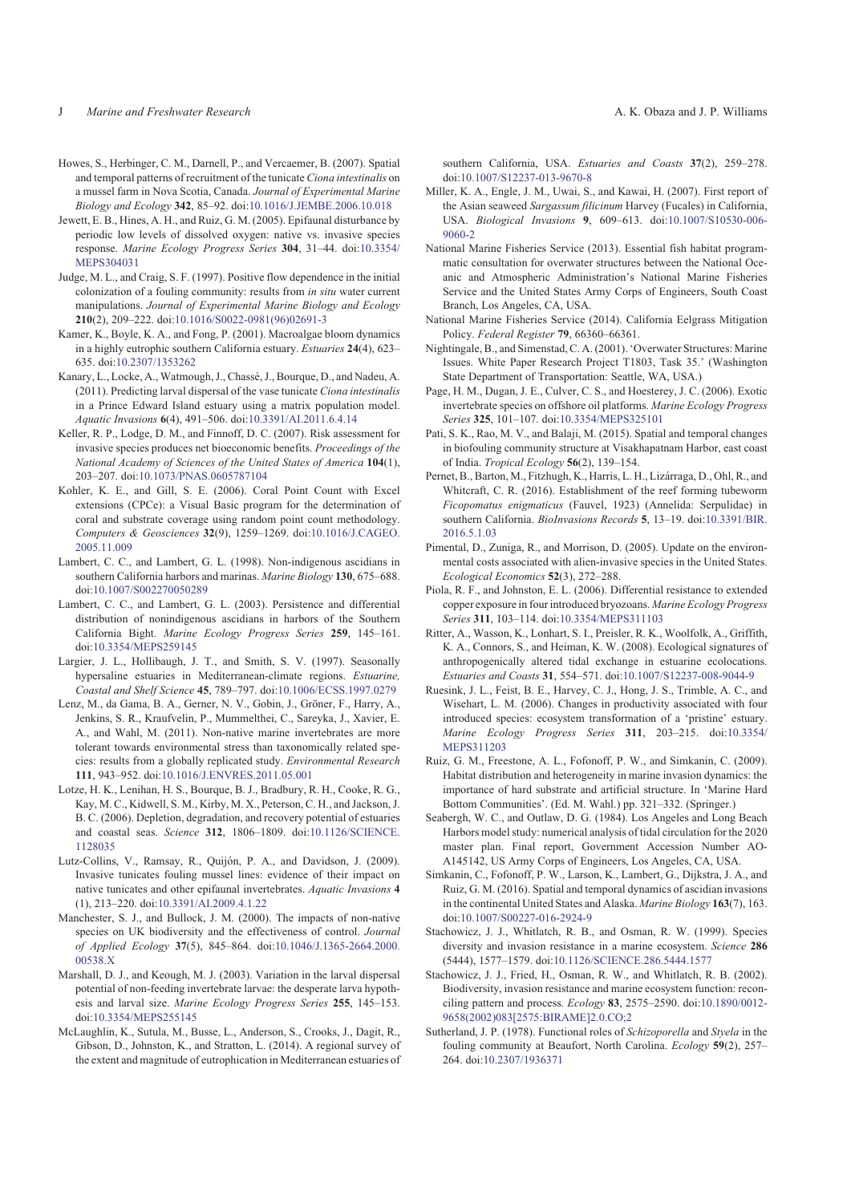Howes, S., Herbinger, C. M., Darnell, P., and Vercaemer, B. (2007). Spatial and temporal patterns of recruitment of the tunicate *Ciona intestinalis* on a mussel farm in Nova Scotia, Canada. *Journal of Experimental Marine Biology and Ecology* **342**, 85–92. doi:10.1016/J.JEMBE.2006.10.018

Jewett, E. B., Hines, A. H., and Ruiz, G. M. (2005). Epifaunal disturbance by periodic low levels of dissolved oxygen: native vs. invasive species response. *Marine Ecology Progress Series* **304**, 31–44. doi:10.3354/MEPS304031

Judge, M. L., and Craig, S. F. (1997). Positive flow dependence in the initial colonization of a fouling community: results from *in situ* water current manipulations. *Journal of Experimental Marine Biology and Ecology* **210**(2), 209–222. doi:10.1016/S0022-0981(96)02691-3

Kamer, K., Boyle, K. A., and Fong, P. (2001). Macroalgae bloom dynamics in a highly eutrophic southern California estuary. *Estuaries* **24**(4), 623–635. doi:10.2307/1353262

Kanary, L., Locke, A., Watmough, J., Chassé, J., Bourque, D., and Nadeu, A. (2011). Predicting larval dispersal of the vase tunicate *Ciona intestinalis* in a Prince Edward Island estuary using a matrix population model. *Aquatic Invasions* **6**(4), 491–506. doi:10.3391/AI.2011.6.4.14

Keller, R. P., Lodge, D. M., and Finnoff, D. C. (2007). Risk assessment for invasive species produces net bioeconomic benefits. *Proceedings of the National Academy of Sciences of the United States of America* **104**(1), 203–207. doi:10.1073/PNAS.0605787104

Kohler, K. E., and Gill, S. E. (2006). Coral Point Count with Excel extensions (CPCe): a Visual Basic program for the determination of coral and substrate coverage using random point count methodology. *Computers & Geosciences* **32**(9), 1259–1269. doi:10.1016/J.CAGEO.2005.11.009

Lambert, C. C., and Lambert, G. L. (1998). Non-indigenous ascidians in southern California harbors and marinas. *Marine Biology* **130**, 675–688. doi:10.1007/S002270050289

Lambert, C. C., and Lambert, G. L. (2003). Persistence and differential distribution of nonindigenous ascidians in harbors of the Southern California Bight. *Marine Ecology Progress Series* **259**, 145–161. doi:10.3354/MEPS259145

Largier, J. L., Hollibaugh, J. T., and Smith, S. V. (1997). Seasonally hypersaline estuaries in Mediterranean-climate regions. *Estuarine, Coastal and Shelf Science* **45**, 789–797. doi:10.1006/ECSS.1997.0279

Lenz, M., da Gama, B. A., Gerner, N. V., Gobin, J., Gröner, F., Harry, A., Jenkins, S. R., Kraufvelin, P., Mummelthei, C., Sareyka, J., Xavier, E. A., and Wahl, M. (2011). Non-native marine invertebrates are more tolerant towards environmental stress than taxonomically related species: results from a globally replicated study. *Environmental Research* **111**, 943–952. doi:10.1016/J.ENVRES.2011.05.001

Lotze, H. K., Lenihan, H. S., Bourque, B. J., Bradbury, R. H., Cooke, R. G., Kay, M. C., Kidwell, S. M., Kirby, M. X., Peterson, C. H., and Jackson, J. B. C. (2006). Depletion, degradation, and recovery potential of estuaries and coastal seas. *Science* **312**, 1806–1809. doi:10.1126/SCIENCE.1128035

Lutz-Collins, V., Ramsay, R., Quijón, P. A., and Davidson, J. (2009). Invasive tunicates fouling mussel lines: evidence of their impact on native tunicates and other epifaunal invertebrates. *Aquatic Invasions* **4** (1), 213–220. doi:10.3391/AI.2009.4.1.22

Manchester, S. J., and Bullock, J. M. (2000). The impacts of non-native species on UK biodiversity and the effectiveness of control. *Journal of Applied Ecology* **37**(5), 845–864. doi:10.1046/J.1365-2664.2000.00538.X

Marshall, D. J., and Keough, M. J. (2003). Variation in the larval dispersal potential of non-feeding invertebrate larvae: the desperate larva hypothesis and larval size. *Marine Ecology Progress Series* **255**, 145–153. doi:10.3354/MEPS255145

McLaughlin, K., Sutula, M., Busse, L., Anderson, S., Crooks, J., Dagit, R., Gibson, D., Johnston, K., and Stratton, L. (2014). A regional survey of the extent and magnitude of eutrophication in Mediterranean estuaries of southern California, USA. *Estuaries and Coasts* **37**(2), 259–278. doi:10.1007/S12237-013-9670-8

Miller, K. A., Engle, J. M., Uwai, S., and Kawai, H. (2007). First report of the Asian seaweed *Sargassum filicinum* Harvey (Fucales) in California, USA. *Biological Invasions* **9**, 609–613. doi:10.1007/S10530-006-9060-2

National Marine Fisheries Service (2013). Essential fish habitat programmatic consultation for overwater structures between the National Oceanic and Atmospheric Administration's National Marine Fisheries Service and the United States Army Corps of Engineers, South Coast Branch, Los Angeles, CA, USA.

National Marine Fisheries Service (2014). California Eelgrass Mitigation Policy. *Federal Register* **79**, 66360–66361.

Nightingale, B., and Simenstad, C. A. (2001). 'Overwater Structures: Marine Issues. White Paper Research Project T1803, Task 35.' (Washington State Department of Transportation: Seattle, WA, USA.)

Page, H. M., Dugan, J. E., Culver, C. S., and Hoesterey, J. C. (2006). Exotic invertebrate species on offshore oil platforms. *Marine Ecology Progress Series* **325**, 101–107. doi:10.3354/MEPS325101

Pati, S. K., Rao, M. V., and Balaji, M. (2015). Spatial and temporal changes in biofouling community structure at Visakhapatnam Harbor, east coast of India. *Tropical Ecology* **56**(2), 139–154.

Pernet, B., Barton, M., Fitzhugh, K., Harris, L. H., Lizárraga, D., Ohl, R., and Whitcraft, C. R. (2016). Establishment of the reef forming tubeworm *Ficopomatus enigmaticus* (Fauvel, 1923) (Annelida: Serpulidae) in southern California. *BioInvasions Records* **5**, 13–19. doi:10.3391/BIR.2016.5.1.03

Pimental, D., Zuniga, R., and Morrison, D. (2005). Update on the environmental costs associated with alien-invasive species in the United States. *Ecological Economics* **52**(3), 272–288.

Piola, R. F., and Johnston, E. L. (2006). Differential resistance to extended copper exposure in four introduced bryozoans. *Marine Ecology Progress Series* **311**, 103–114. doi:10.3354/MEPS311103

Ritter, A., Wasson, K., Lonhart, S. I., Preisler, R. K., Woolfolk, A., Griffith, K. A., Connors, S., and Heiman, K. W. (2008). Ecological signatures of anthropogenically altered tidal exchange in estuarine ecolocations. *Estuaries and Coasts* **31**, 554–571. doi:10.1007/S12237-008-9044-9

Ruesink, J. L., Feist, B. E., Harvey, C. J., Hong, J. S., Trimble, A. C., and Wisehart, L. M. (2006). Changes in productivity associated with four introduced species: ecosystem transformation of a 'pristine' estuary. *Marine Ecology Progress Series* **311**, 203–215. doi:10.3354/MEPS311203

Ruiz, G. M., Freestone, A. L., Fofonoff, P. W., and Simkanin, C. (2009). Habitat distribution and heterogeneity in marine invasion dynamics: the importance of hard substrate and artificial structure. In 'Marine Hard Bottom Communities'. (Ed. M. Wahl.) pp. 321–332. (Springer.)

Seabergh, W. C., and Outlaw, D. G. (1984). Los Angeles and Long Beach Harbors model study: numerical analysis of tidal circulation for the 2020 master plan. Final report, Government Accession Number AO-A145142, US Army Corps of Engineers, Los Angeles, CA, USA.

Simkanin, C., Fofonoff, P. W., Larson, K., Lambert, G., Dijkstra, J. A., and Ruiz, G. M. (2016). Spatial and temporal dynamics of ascidian invasions in the continental United States and Alaska. *Marine Biology* **163**(7), 163. doi:10.1007/S00227-016-2924-9

Stachowicz, J. J., Whitlatch, R. B., and Osman, R. W. (1999). Species diversity and invasion resistance in a marine ecosystem. *Science* **286** (5444), 1577–1579. doi:10.1126/SCIENCE.286.5444.1577

Stachowicz, J. J., Fried, H., Osman, R. W., and Whitlatch, R. B. (2002). Biodiversity, invasion resistance and marine ecosystem function: reconciling pattern and process. *Ecology* **83**, 2575–2590. doi:10.1890/0012-9658(2002)083[2575:BIRAME]2.0.CO;2

Sutherland, J. P. (1978). Functional roles of *Schizoporella* and *Styela* in the fouling community at Beaufort, North Carolina. *Ecology* **59**(2), 257–264. doi:10.2307/1936371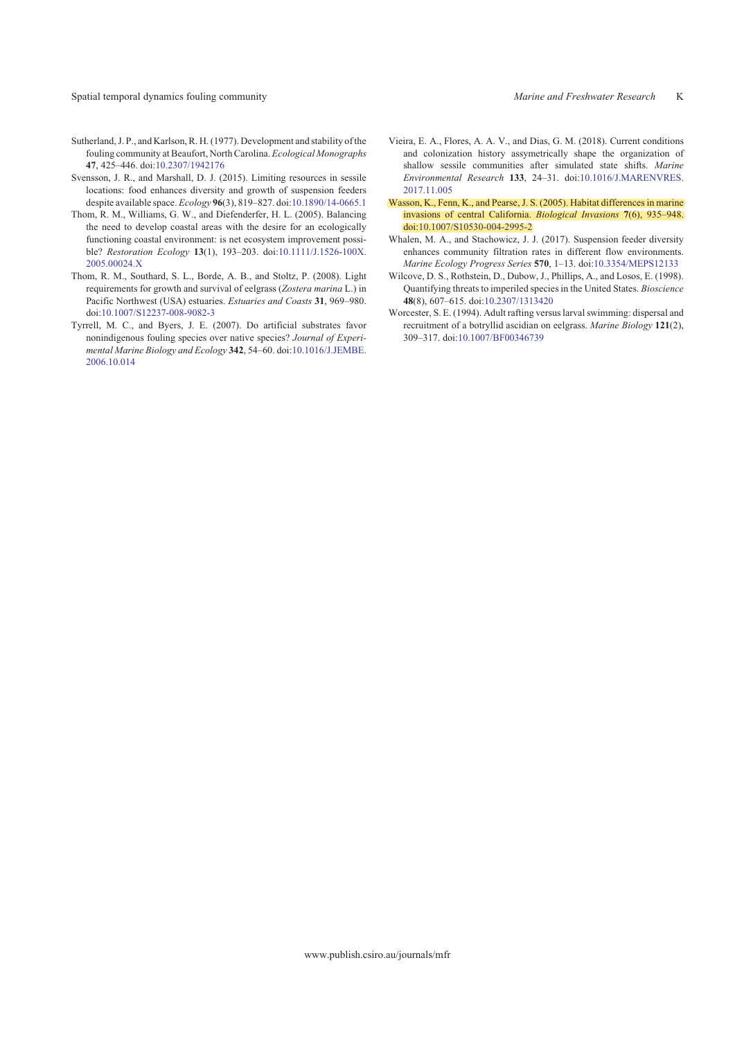Sutherland, J. P., and Karlson, R. H. (1977). Development and stability of the fouling community at Beaufort, North Carolina. *Ecological Monographs* **47**, 425–446. doi:10.2307/1942176

Svensson, J. R., and Marshall, D. J. (2015). Limiting resources in sessile locations: food enhances diversity and growth of suspension feeders despite available space. *Ecology* **96**(3), 819–827. doi:10.1890/14-0665.1

Thom, R. M., Williams, G. W., and Diefenderfer, H. L. (2005). Balancing the need to develop coastal areas with the desire for an ecologically functioning coastal environment: is net ecosystem improvement possible? *Restoration Ecology* **13**(1), 193–203. doi:10.1111/J.1526-100X.2005.00024.X

Thom, R. M., Southard, S. L., Borde, A. B., and Stoltz, P. (2008). Light requirements for growth and survival of eelgrass (*Zostera marina* L.) in Pacific Northwest (USA) estuaries. *Estuaries and Coasts* **31**, 969–980. doi:10.1007/S12237-008-9082-3

Tyrrell, M. C., and Byers, J. E. (2007). Do artificial substrates favor nonindigenous fouling species over native species? *Journal of Experimental Marine Biology and Ecology* **342**, 54–60. doi:10.1016/J.JEMBE.2006.10.014

Vieira, E. A., Flores, A. A. V., and Dias, G. M. (2018). Current conditions and colonization history assymetrically shape the organization of shallow sessile communities after simulated state shifts. *Marine Environmental Research* **133**, 24–31. doi:10.1016/J.MARENVRES.2017.11.005

Wasson, K., Fenn, K., and Pearse, J. S. (2005). Habitat differences in marine invasions of central California. *Biological Invasions* **7**(6), 935–948. doi:10.1007/S10530-004-2995-2

Whalen, M. A., and Stachowicz, J. J. (2017). Suspension feeder diversity enhances community filtration rates in different flow environments. *Marine Ecology Progress Series* **570**, 1–13. doi:10.3354/MEPS12133

Wilcove, D. S., Rothstein, D., Dubow, J., Phillips, A., and Losos, E. (1998). Quantifying threats to imperiled species in the United States. *Bioscience* **48**(8), 607–615. doi:10.2307/1313420

Worcester, S. E. (1994). Adult rafting versus larval swimming: dispersal and recruitment of a botryllid ascidian on eelgrass. *Marine Biology* **121**(2), 309–317. doi:10.1007/BF00346739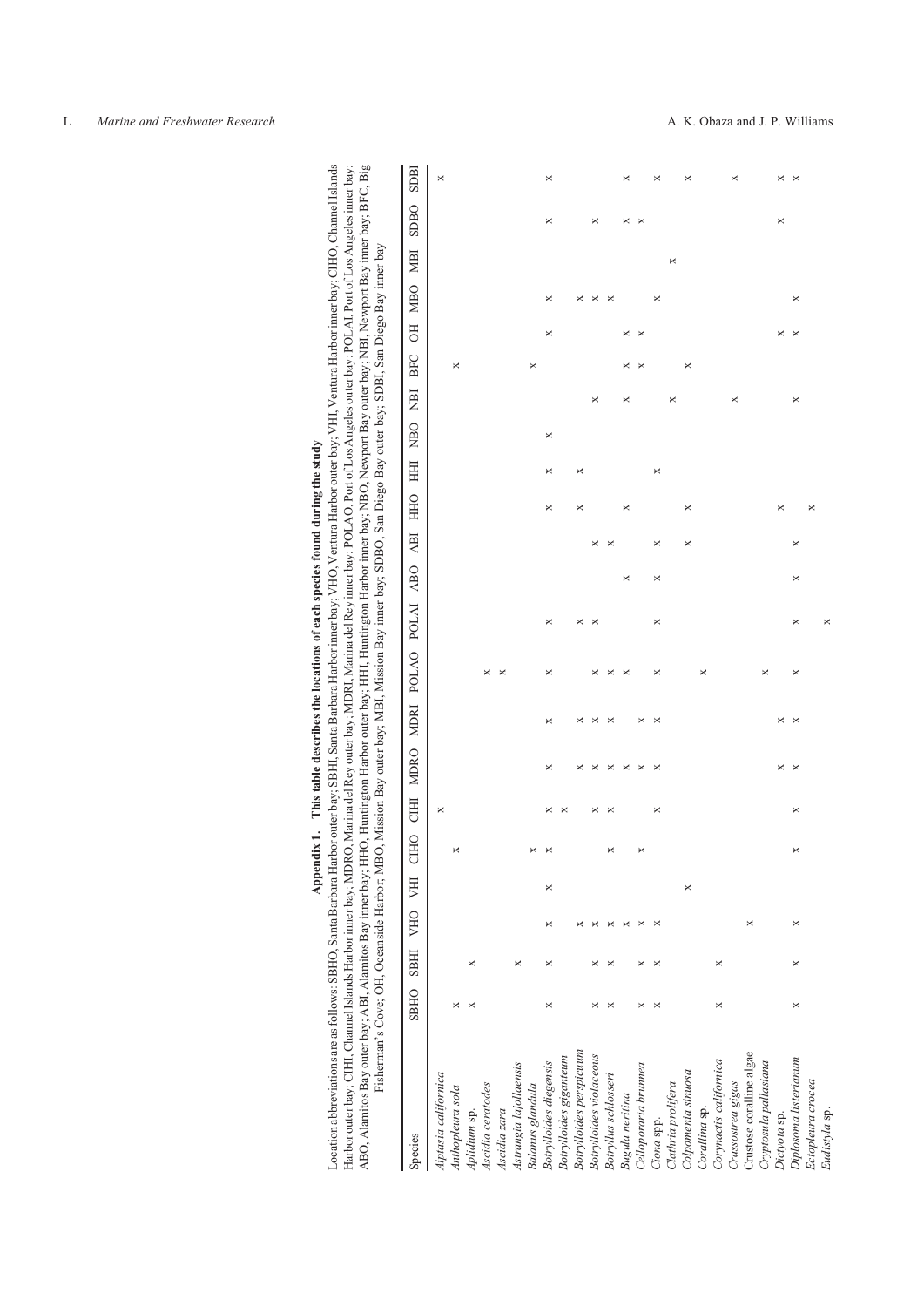**Appendix 1. This table describes the locations of each species found during the study**

Location abbreviations are as follows: SBHO, Santa Barbara Harbor outer bay; SBHI, Santa Barbara Harbor inner bay; VHO, Ventura Harbor outer bay; VHI, Ventura Harbor inner bay; CIHO, Channel Islands Harbor outer bay; CIHI, Channel Islands Harbor inner bay; MDRO, Marina del Rey outer bay; MDRI, Marina del Rey inner bay; POLAO, Port of Los Angeles outer bay; POLAI, Port of Los Angeles inner bay; ABO, Alamitos Bay outer bay; ABI, Alamitos Bay inner bay; HHO, Huntington Harbor outer bay; HHI, Huntington Harbor inner bay; NBO, Newport Bay outer bay; NBI, Newport Bay inner bay; BFC, Big Fisherman's Cove; OH, Oceanside Harbor; MBO, Mission Bay outer bay; MBI, Mission Bay inner bay; SDBO, San Diego Bay outer bay; SDBI, San Diego Bay inner bay

| Species | SBHO | SBHI | VHO | VHI | CIHO | CIHI | MDRO | MDRI | POLAO | POLAI | ABO | ABI | HHO | HHI | NBO | NBI | BFC | OH | MBO | MBI | SDBO | SDBI |
|---|---|---|---|---|---|---|---|---|---|---|---|---|---|---|---|---|---|---|---|---|---|---|
| *Aiptasia californica* | | | | | | × | | | | | | | | | | | | | | | | × |
| *Anthopleura sola* | × | | | | × | | | | | | | | | | | | × | | | | | |
| *Aplidium* sp. | × | × | | | | | | | | | | | | | | | | | | | | |
| *Ascidia ceratodes* | | | | | | | | | × | | | | | | | | | | | | | |
| *Ascidia zara* | | | | | | | | | × | | | | | | | | | | | | | |
| *Astrangia lajollaensis* | | × | | | | | | | | | | | | | | | | | | | | |
| *Balanus glandula* | | | | | × | | | | | | | | | | | | × | | | | | |
| *Botrylloides diegensis* | × | × | × | × | × | × | × | × | × | × | | | × | × | × | | | × | × | | × | × |
| *Botrylloides giganteum* | | | | | | × | | | | | | | | | | | | | | | | |
| *Botrylloides perspicuum* | | | × | | | | × | × | | × | | | × | × | | | | | × | | | |
| *Botrylloides violaceous* | × | × | × | | | × | × | × | × | × | | × | | | | × | | | × | | × | |
| *Botryllus schlosseri* | × | × | × | | × | × | × | × | × | | | × | | | | | | | × | | | |
| *Bugula neritina* | | | × | | | | × | | × | | × | | × | | | × | × | × | | | × | × |
| *Celloporaria brunnea* | × | × | × | | × | | × | × | | | | | | | | | × | × | | | × | |
| *Ciona* spp. | × | × | × | | | × | × | × | × | × | × | × | | × | | | | | × | | | × |
| *Clathria prolifera* | | | | | | | | | | | | | | | | × | | | | × | | |
| *Colpomenia sinuosa* | | | | × | | | | | | | | × | × | | | | × | | | | | × |
| *Corallina* sp. | | | | | | | | | × | | | | | | | | | | | | | |
| *Corynactis californica* | × | × | | | | | | | | | | | | | | | | | | | | |
| *Crassostrea gigas* | | | | | | | | | | | | | | | | × | | | | | | × |
| Crustose coralline algae | | | × | | | | | | | | | | | | | | | | | | | |
| *Cryptosula pallasiana* | | | | | | | | | × | | | | | | | | | | | | | |
| *Dictyota* sp. | | | | | | | × | × | | | | | × | | | | | × | | | × | × |
| *Diplosoma listerianum* | × | × | × | | × | × | × | × | × | × | × | × | | | | × | | × | × | | | × |
| *Ectopleura crocea* | | | | | | | | | | | | | × | | | | | | | | | |
| *Eudistyla* sp. | | | | | | | | | | × | | | | | | | | | | | | |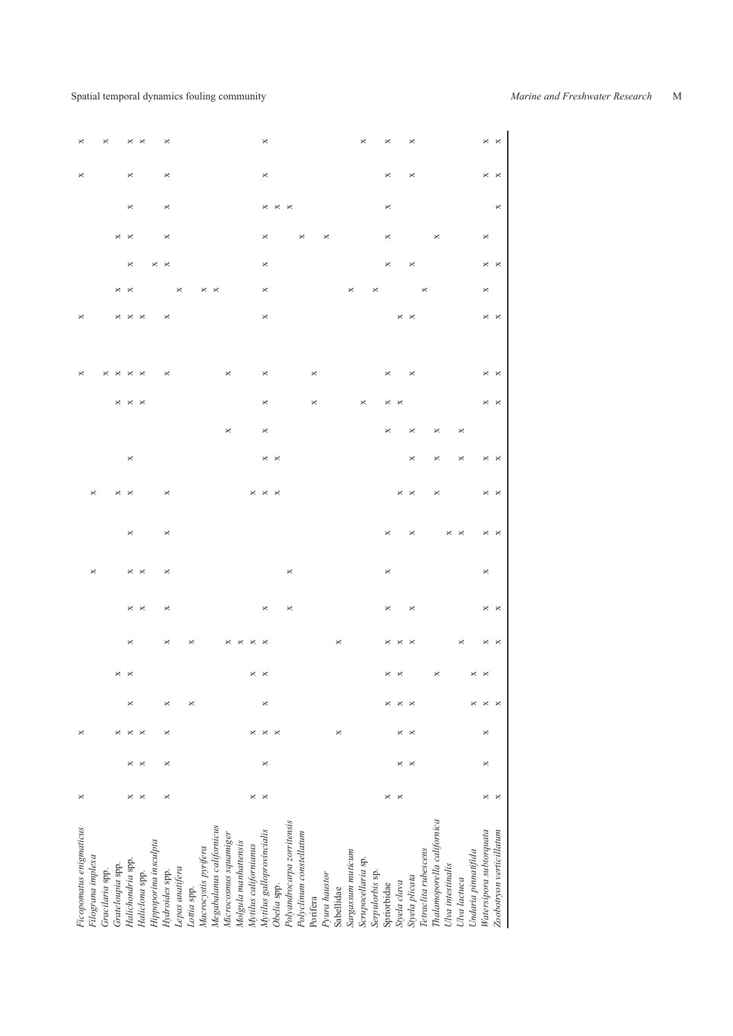| | | | | | | | | | | | | | | | | | | | | | | |
|---|---|---|---|---|---|---|---|---|---|---|---|---|---|---|---|---|---|---|---|---|---|---|
| *Ficopomatus enigmaticus* | × | | × | | | | | | | | | | | × | | × | | | | | × | × |
| *Filograna implexa* | | | | | | | | × | | × | | | | | | | | | | | | |
| *Gracilaria* spp. | | | | | | | | | | | | | | × | | | | | | | | × |
| *Grateloupia* spp. | | | × | | × | | | | | × | | | × | × | | × | × | | × | | | |
| *Halichondria* spp. | × | × | × | × | × | × | × | × | × | × | × | | × | × | | × | × | × | × | × | × | × |
| *Haliclona* spp. | × | × | × | | | | × | × | | | | | × | × | | × | | | | | | × |
| *Hippoporina insculpta* | | | | | | | | | | | | | | | | | | × | | | | |
| *Hydroides* spp. | × | × | × | × | | × | × | × | × | × | | | | × | | × | | × | × | × | × | × |
| *Lepas anatifera* | | | | | | | | | | | | | | | | | × | | | | | |
| *Lottia* spp. | | | | × | | × | | | | | | | | | | | | | | | | |
| *Macrocystis pyrifera* | | | | | | | | | | | | | | | | | × | | | | | |
| *Megabalanus californicus* | | | | | | | | | | | | | | | | | × | | | | | |
| *Microcosmus squamiger* | | | | | | × | | | | | | × | | × | | | | | | | | |
| *Molgula manhattensis* | | | | | | × | | | | | | | | | | | | | | | | |
| *Mytilus californianus* | × | | × | | × | × | | | | × | | | | | | | | | | | | |
| *Mytilus galloprovincialis* | × | × | × | × | × | × | × | | | × | × | × | × | × | | × | × | × | × | × | × | × |
| *Obelia* spp. | | | × | | | | | | | × | × | | | | | | | | | × | | |
| *Polyandrocarpa zorritensis* | | | | | | | × | × | | | | | | | | | | | | × | | |
| *Polyclinum constellatum* | | | | | | | | | | | | | | | | | | | × | | | |
| Porifera | | | | | | | | | | | | | × | × | | | | | | | | |
| *Pyura haustor* | | | | | | | | | | | | | | | | | | | × | | | |
| Sabellidae | | | × | | | × | | | | | | | | | | | | | | | | |
| *Sargassum muticum* | | | | | | | | | | | | | | | | | × | | | | | |
| *Scrupocellaria* sp. | | | | | | | | | | | | | × | | | | | | | | | × |
| *Serpulorbis* sp. | | | | | | | | | | | | | | | | | × | | | | | |
| Spirorbidae | × | | | × | × | × | × | × | × | | | × | × | × | | | | × | × | × | × | × |
| *Styela clava* | × | × | × | × | × | × | | | | × | | | × | | | × | | | | | | |
| *Styela plicata* | | × | × | × | | × | × | | × | × | × | × | | × | | × | | × | | | × | × |
| *Tetraclita rubescens* | | | | | | | | | | | | | | | | | × | | | | | |
| *Thalamoporella californica* | | | | | × | | | | | × | × | × | | | | | | | × | | | |
| *Ulva intestinalis* | | | | | | | | | × | | | | | | | | | | | | | |
| *Ulva lactuca* | | | | | | × | | | × | | × | × | | | | | | | | | | |
| *Undaria pinnatifida* | | | | × | × | | | | | | | | | | | | | | | | | |
| *Watersipora subtorquata* | × | × | × | × | × | × | × | × | × | × | × | | × | × | | × | × | × | × | | × | × |
| *Zoobotryon verticillatum* | × | | | × | | × | × | | × | × | × | | × | × | | × | | × | | × | × | × |